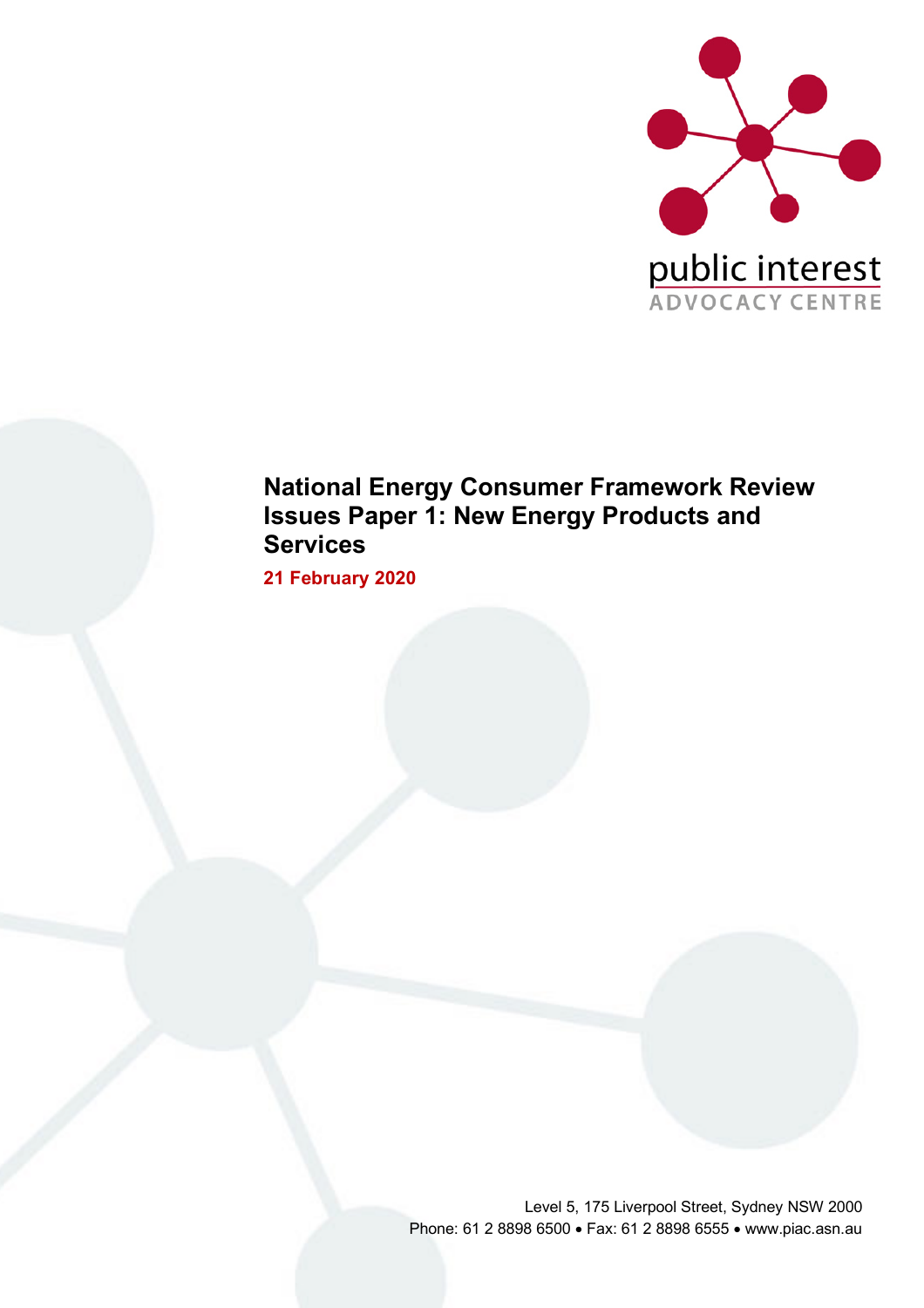public interest
ADVOCACY CENTRE

# National Energy Consumer Framework Review Issues Paper 1: New Energy Products and Services

**21 February 2020**

Level 5, 175 Liverpool Street, Sydney NSW 2000
Phone: 61 2 8898 6500 • Fax: 61 2 8898 6555 • www.piac.asn.au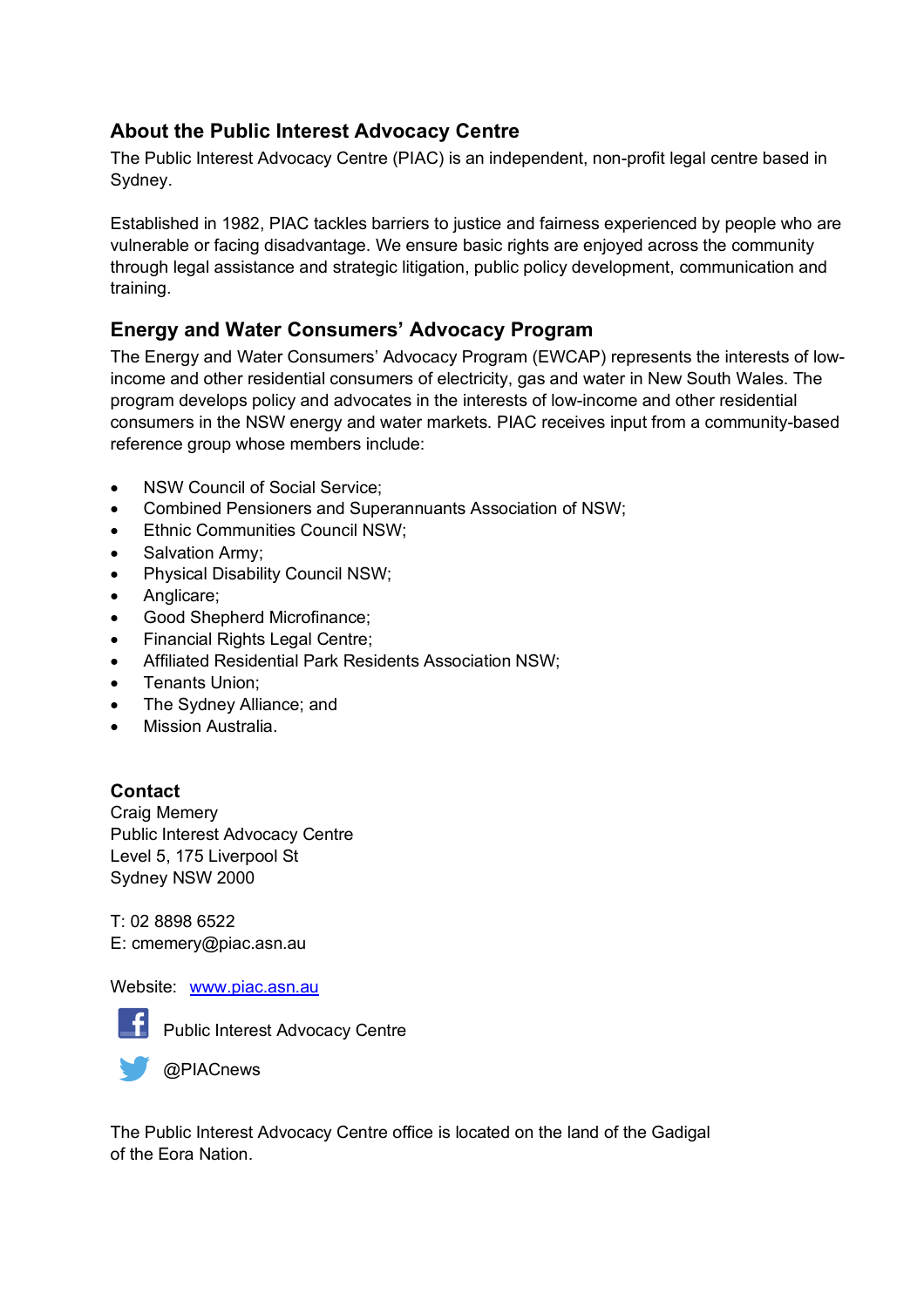## About the Public Interest Advocacy Centre

The Public Interest Advocacy Centre (PIAC) is an independent, non-profit legal centre based in Sydney.

Established in 1982, PIAC tackles barriers to justice and fairness experienced by people who are vulnerable or facing disadvantage. We ensure basic rights are enjoyed across the community through legal assistance and strategic litigation, public policy development, communication and training.

## Energy and Water Consumers' Advocacy Program

The Energy and Water Consumers' Advocacy Program (EWCAP) represents the interests of low-income and other residential consumers of electricity, gas and water in New South Wales. The program develops policy and advocates in the interests of low-income and other residential consumers in the NSW energy and water markets. PIAC receives input from a community-based reference group whose members include:

- NSW Council of Social Service;
- Combined Pensioners and Superannuants Association of NSW;
- Ethnic Communities Council NSW;
- Salvation Army;
- Physical Disability Council NSW;
- Anglicare;
- Good Shepherd Microfinance;
- Financial Rights Legal Centre;
- Affiliated Residential Park Residents Association NSW;
- Tenants Union;
- The Sydney Alliance; and
- Mission Australia.

**Contact**

Craig Memery
Public Interest Advocacy Centre
Level 5, 175 Liverpool St
Sydney NSW 2000

T: 02 8898 6522
E: cmemery@piac.asn.au

Website: www.piac.asn.au

Public Interest Advocacy Centre

@PIACnews

The Public Interest Advocacy Centre office is located on the land of the Gadigal of the Eora Nation.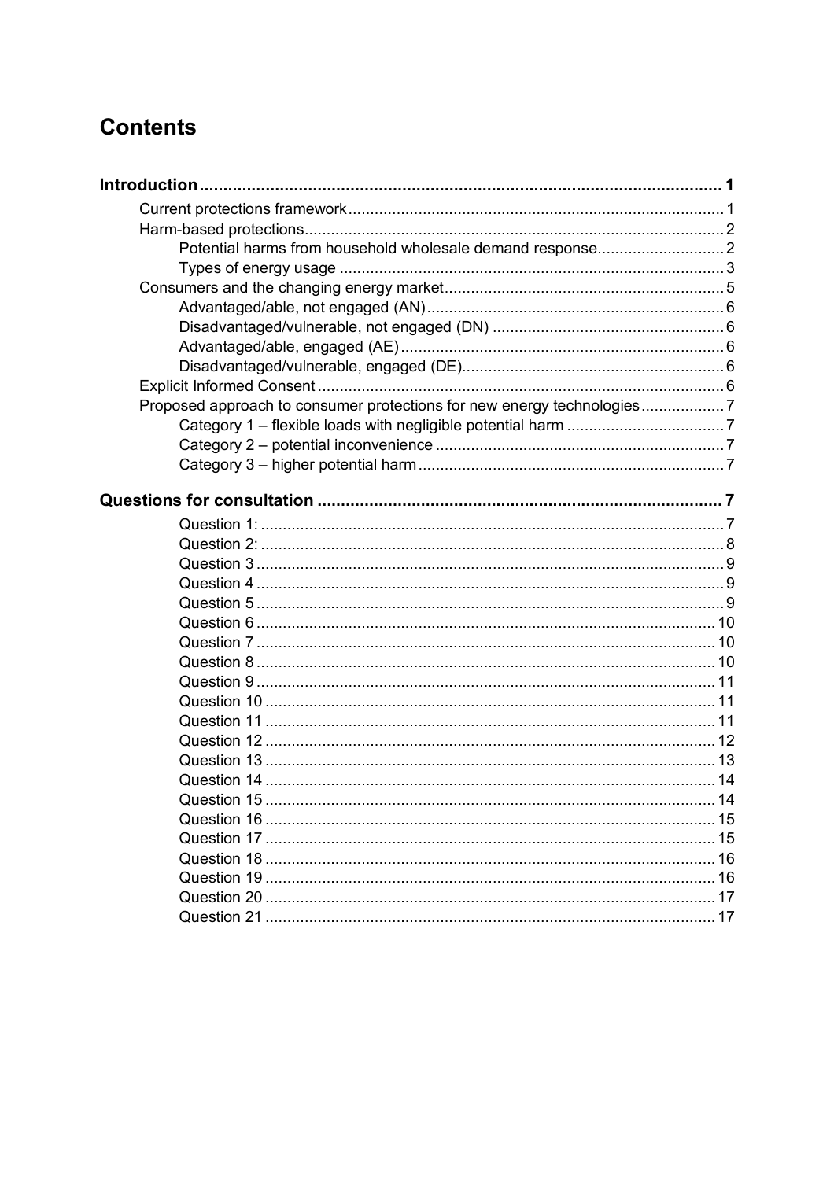# Contents

**Introduction** ..... **1**

- Current protections framework ..... 1
- Harm-based protections ..... 2
  - Potential harms from household wholesale demand response ..... 2
  - Types of energy usage ..... 3
- Consumers and the changing energy market ..... 5
  - Advantaged/able, not engaged (AN) ..... 6
  - Disadvantaged/vulnerable, not engaged (DN) ..... 6
  - Advantaged/able, engaged (AE) ..... 6
  - Disadvantaged/vulnerable, engaged (DE) ..... 6
- Explicit Informed Consent ..... 6
- Proposed approach to consumer protections for new energy technologies ..... 7
  - Category 1 – flexible loads with negligible potential harm ..... 7
  - Category 2 – potential inconvenience ..... 7
  - Category 3 – higher potential harm ..... 7

**Questions for consultation** ..... **7**

- Question 1: ..... 7
- Question 2: ..... 8
- Question 3 ..... 9
- Question 4 ..... 9
- Question 5 ..... 9
- Question 6 ..... 10
- Question 7 ..... 10
- Question 8 ..... 10
- Question 9 ..... 11
- Question 10 ..... 11
- Question 11 ..... 11
- Question 12 ..... 12
- Question 13 ..... 13
- Question 14 ..... 14
- Question 15 ..... 14
- Question 16 ..... 15
- Question 17 ..... 15
- Question 18 ..... 16
- Question 19 ..... 16
- Question 20 ..... 17
- Question 21 ..... 17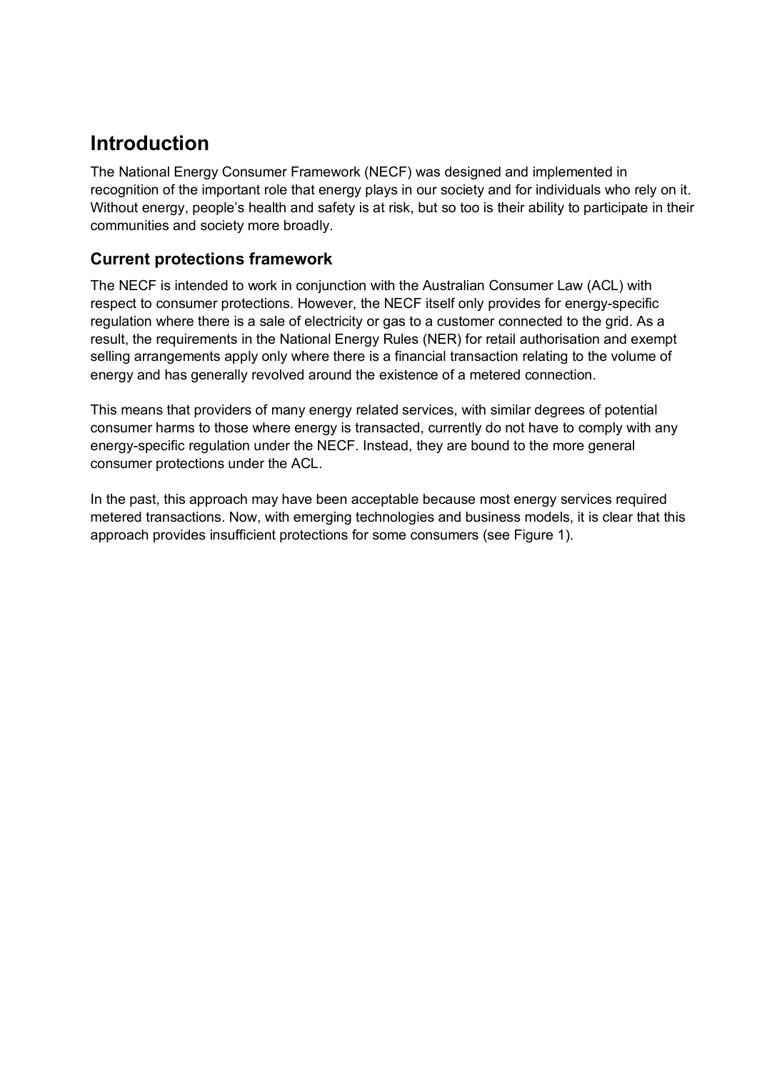# Introduction

The National Energy Consumer Framework (NECF) was designed and implemented in recognition of the important role that energy plays in our society and for individuals who rely on it. Without energy, people's health and safety is at risk, but so too is their ability to participate in their communities and society more broadly.

## Current protections framework

The NECF is intended to work in conjunction with the Australian Consumer Law (ACL) with respect to consumer protections. However, the NECF itself only provides for energy-specific regulation where there is a sale of electricity or gas to a customer connected to the grid. As a result, the requirements in the National Energy Rules (NER) for retail authorisation and exempt selling arrangements apply only where there is a financial transaction relating to the volume of energy and has generally revolved around the existence of a metered connection.

This means that providers of many energy related services, with similar degrees of potential consumer harms to those where energy is transacted, currently do not have to comply with any energy-specific regulation under the NECF. Instead, they are bound to the more general consumer protections under the ACL.

In the past, this approach may have been acceptable because most energy services required metered transactions. Now, with emerging technologies and business models, it is clear that this approach provides insufficient protections for some consumers (see Figure 1).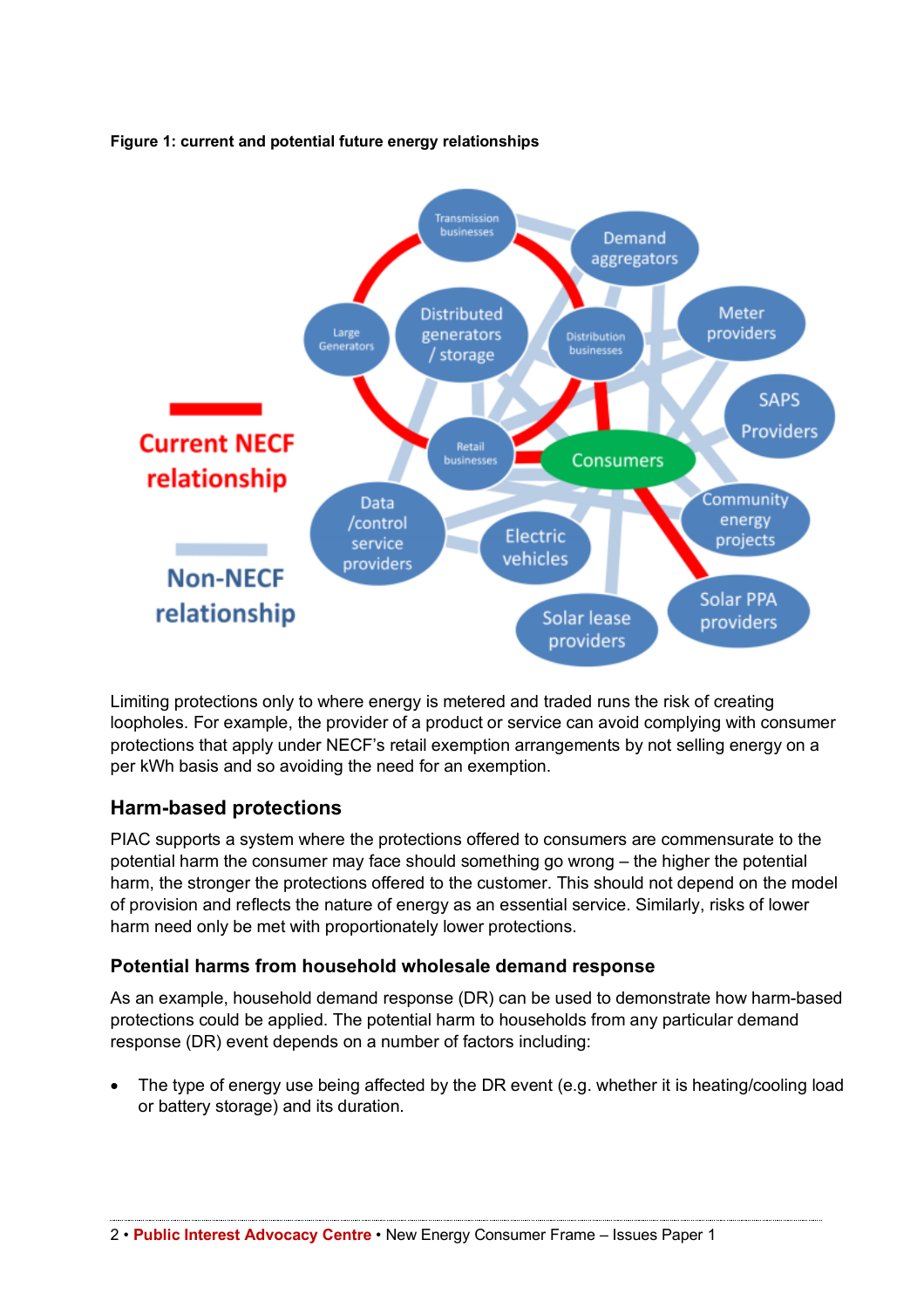**Figure 1: current and potential future energy relationships**

Limiting protections only to where energy is metered and traded runs the risk of creating loopholes. For example, the provider of a product or service can avoid complying with consumer protections that apply under NECF's retail exemption arrangements by not selling energy on a per kWh basis and so avoiding the need for an exemption.

## Harm-based protections

PIAC supports a system where the protections offered to consumers are commensurate to the potential harm the consumer may face should something go wrong – the higher the potential harm, the stronger the protections offered to the customer. This should not depend on the model of provision and reflects the nature of energy as an essential service. Similarly, risks of lower harm need only be met with proportionately lower protections.

### Potential harms from household wholesale demand response

As an example, household demand response (DR) can be used to demonstrate how harm-based protections could be applied. The potential harm to households from any particular demand response (DR) event depends on a number of factors including:

- The type of energy use being affected by the DR event (e.g. whether it is heating/cooling load or battery storage) and its duration.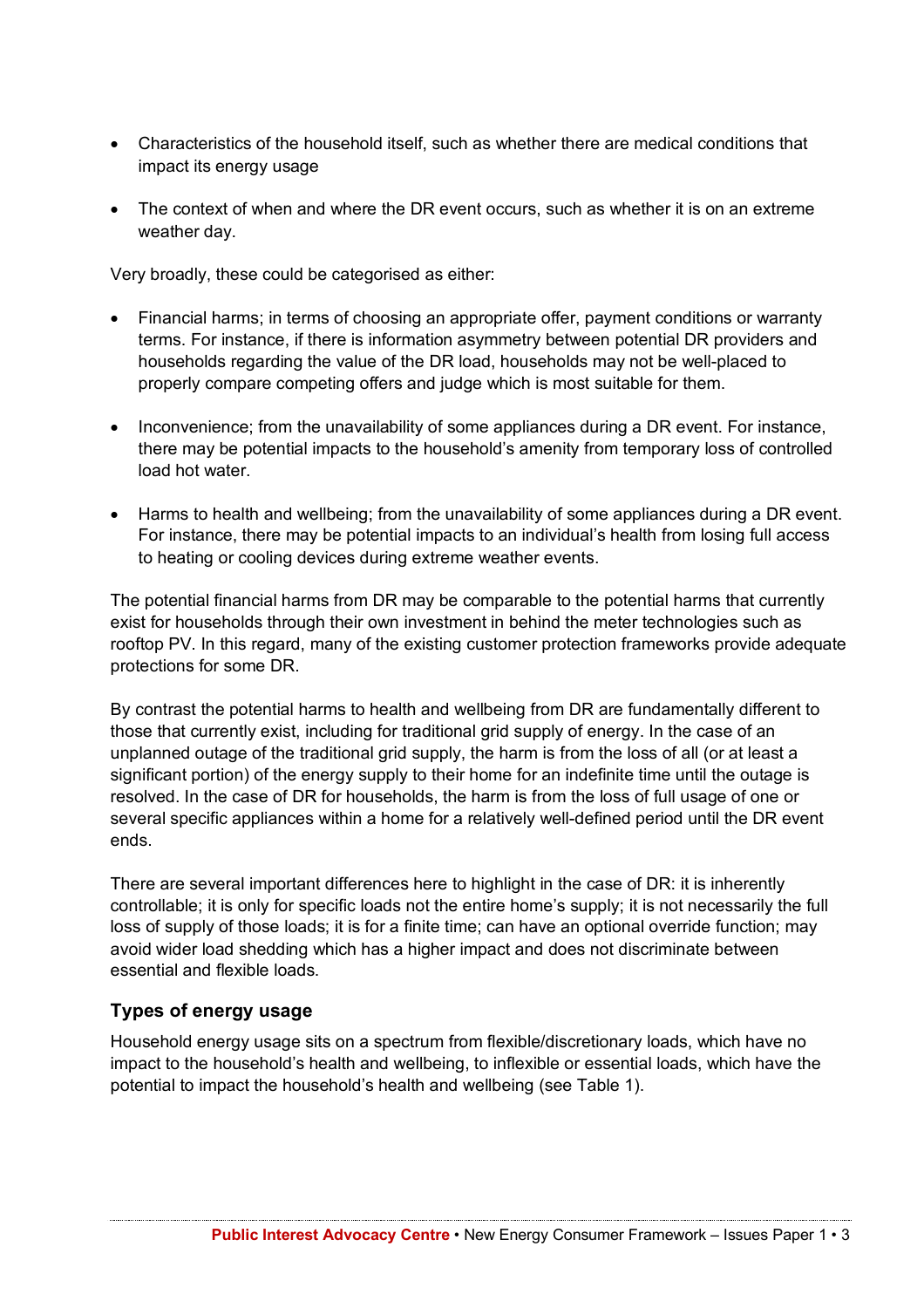- Characteristics of the household itself, such as whether there are medical conditions that impact its energy usage
- The context of when and where the DR event occurs, such as whether it is on an extreme weather day.

Very broadly, these could be categorised as either:

- Financial harms; in terms of choosing an appropriate offer, payment conditions or warranty terms. For instance, if there is information asymmetry between potential DR providers and households regarding the value of the DR load, households may not be well-placed to properly compare competing offers and judge which is most suitable for them.
- Inconvenience; from the unavailability of some appliances during a DR event. For instance, there may be potential impacts to the household's amenity from temporary loss of controlled load hot water.
- Harms to health and wellbeing; from the unavailability of some appliances during a DR event. For instance, there may be potential impacts to an individual's health from losing full access to heating or cooling devices during extreme weather events.

The potential financial harms from DR may be comparable to the potential harms that currently exist for households through their own investment in behind the meter technologies such as rooftop PV. In this regard, many of the existing customer protection frameworks provide adequate protections for some DR.

By contrast the potential harms to health and wellbeing from DR are fundamentally different to those that currently exist, including for traditional grid supply of energy. In the case of an unplanned outage of the traditional grid supply, the harm is from the loss of all (or at least a significant portion) of the energy supply to their home for an indefinite time until the outage is resolved. In the case of DR for households, the harm is from the loss of full usage of one or several specific appliances within a home for a relatively well-defined period until the DR event ends.

There are several important differences here to highlight in the case of DR: it is inherently controllable; it is only for specific loads not the entire home's supply; it is not necessarily the full loss of supply of those loads; it is for a finite time; can have an optional override function; may avoid wider load shedding which has a higher impact and does not discriminate between essential and flexible loads.

### Types of energy usage

Household energy usage sits on a spectrum from flexible/discretionary loads, which have no impact to the household's health and wellbeing, to inflexible or essential loads, which have the potential to impact the household's health and wellbeing (see Table 1).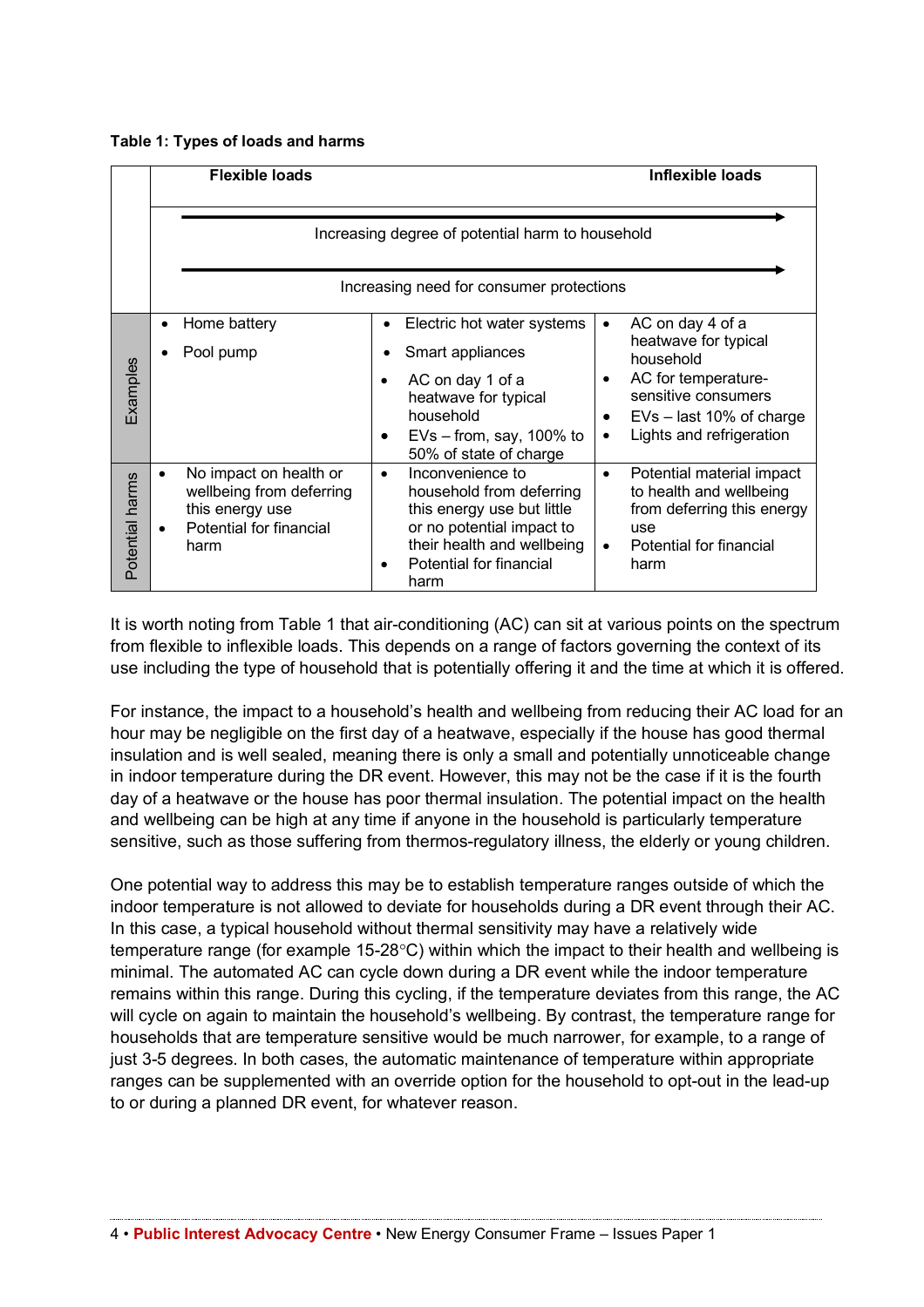**Table 1: Types of loads and harms**

| | Flexible loads | | Inflexible loads |
|---|---|---|---|
| | Increasing degree of potential harm to household → <br> Increasing need for consumer protections → | | |
| **Examples** | • Home battery<br>• Pool pump | • Electric hot water systems<br>• Smart appliances<br>• AC on day 1 of a heatwave for typical household<br>• EVs – from, say, 100% to 50% of state of charge | • AC on day 4 of a heatwave for typical household<br>• AC for temperature-sensitive consumers<br>• EVs – last 10% of charge<br>• Lights and refrigeration |
| **Potential harms** | • No impact on health or wellbeing from deferring this energy use<br>• Potential for financial harm | • Inconvenience to household from deferring this energy use but little or no potential impact to their health and wellbeing<br>• Potential for financial harm | • Potential material impact to health and wellbeing from deferring this energy use<br>• Potential for financial harm |

It is worth noting from Table 1 that air-conditioning (AC) can sit at various points on the spectrum from flexible to inflexible loads. This depends on a range of factors governing the context of its use including the type of household that is potentially offering it and the time at which it is offered.

For instance, the impact to a household's health and wellbeing from reducing their AC load for an hour may be negligible on the first day of a heatwave, especially if the house has good thermal insulation and is well sealed, meaning there is only a small and potentially unnoticeable change in indoor temperature during the DR event. However, this may not be the case if it is the fourth day of a heatwave or the house has poor thermal insulation. The potential impact on the health and wellbeing can be high at any time if anyone in the household is particularly temperature sensitive, such as those suffering from thermos-regulatory illness, the elderly or young children.

One potential way to address this may be to establish temperature ranges outside of which the indoor temperature is not allowed to deviate for households during a DR event through their AC. In this case, a typical household without thermal sensitivity may have a relatively wide temperature range (for example 15-28°C) within which the impact to their health and wellbeing is minimal. The automated AC can cycle down during a DR event while the indoor temperature remains within this range. During this cycling, if the temperature deviates from this range, the AC will cycle on again to maintain the household's wellbeing. By contrast, the temperature range for households that are temperature sensitive would be much narrower, for example, to a range of just 3-5 degrees. In both cases, the automatic maintenance of temperature within appropriate ranges can be supplemented with an override option for the household to opt-out in the lead-up to or during a planned DR event, for whatever reason.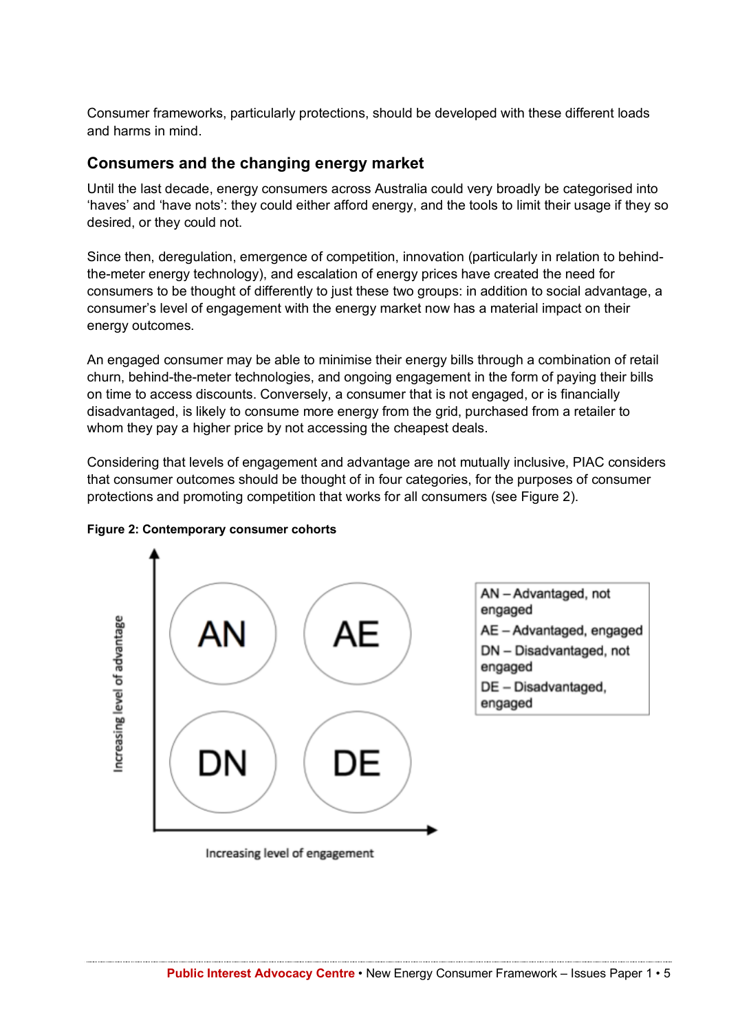Consumer frameworks, particularly protections, should be developed with these different loads and harms in mind.

## Consumers and the changing energy market

Until the last decade, energy consumers across Australia could very broadly be categorised into 'haves' and 'have nots': they could either afford energy, and the tools to limit their usage if they so desired, or they could not.

Since then, deregulation, emergence of competition, innovation (particularly in relation to behind-the-meter energy technology), and escalation of energy prices have created the need for consumers to be thought of differently to just these two groups: in addition to social advantage, a consumer's level of engagement with the energy market now has a material impact on their energy outcomes.

An engaged consumer may be able to minimise their energy bills through a combination of retail churn, behind-the-meter technologies, and ongoing engagement in the form of paying their bills on time to access discounts. Conversely, a consumer that is not engaged, or is financially disadvantaged, is likely to consume more energy from the grid, purchased from a retailer to whom they pay a higher price by not accessing the cheapest deals.

Considering that levels of engagement and advantage are not mutually inclusive, PIAC considers that consumer outcomes should be thought of in four categories, for the purposes of consumer protections and promoting competition that works for all consumers (see Figure 2).

**Figure 2: Contemporary consumer cohorts**

| Increasing level of advantage ↑ | | |
|---|---|---|
| | AN | AE |
| | DN | DE |
| | Increasing level of engagement → | |

AN – Advantaged, not engaged
AE – Advantaged, engaged
DN – Disadvantaged, not engaged
DE – Disadvantaged, engaged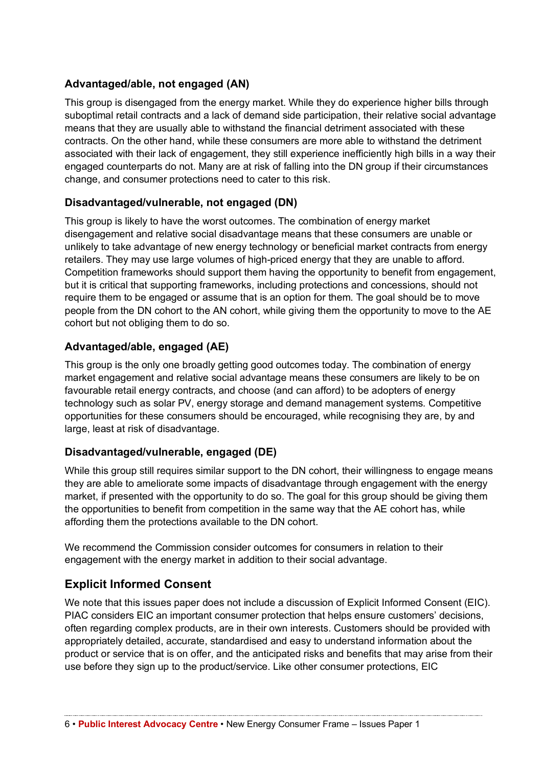### Advantaged/able, not engaged (AN)

This group is disengaged from the energy market. While they do experience higher bills through suboptimal retail contracts and a lack of demand side participation, their relative social advantage means that they are usually able to withstand the financial detriment associated with these contracts. On the other hand, while these consumers are more able to withstand the detriment associated with their lack of engagement, they still experience inefficiently high bills in a way their engaged counterparts do not. Many are at risk of falling into the DN group if their circumstances change, and consumer protections need to cater to this risk.

### Disadvantaged/vulnerable, not engaged (DN)

This group is likely to have the worst outcomes. The combination of energy market disengagement and relative social disadvantage means that these consumers are unable or unlikely to take advantage of new energy technology or beneficial market contracts from energy retailers. They may use large volumes of high-priced energy that they are unable to afford. Competition frameworks should support them having the opportunity to benefit from engagement, but it is critical that supporting frameworks, including protections and concessions, should not require them to be engaged or assume that is an option for them. The goal should be to move people from the DN cohort to the AN cohort, while giving them the opportunity to move to the AE cohort but not obliging them to do so.

### Advantaged/able, engaged (AE)

This group is the only one broadly getting good outcomes today. The combination of energy market engagement and relative social advantage means these consumers are likely to be on favourable retail energy contracts, and choose (and can afford) to be adopters of energy technology such as solar PV, energy storage and demand management systems. Competitive opportunities for these consumers should be encouraged, while recognising they are, by and large, least at risk of disadvantage.

### Disadvantaged/vulnerable, engaged (DE)

While this group still requires similar support to the DN cohort, their willingness to engage means they are able to ameliorate some impacts of disadvantage through engagement with the energy market, if presented with the opportunity to do so. The goal for this group should be giving them the opportunities to benefit from competition in the same way that the AE cohort has, while affording them the protections available to the DN cohort.

We recommend the Commission consider outcomes for consumers in relation to their engagement with the energy market in addition to their social advantage.

## Explicit Informed Consent

We note that this issues paper does not include a discussion of Explicit Informed Consent (EIC). PIAC considers EIC an important consumer protection that helps ensure customers' decisions, often regarding complex products, are in their own interests. Customers should be provided with appropriately detailed, accurate, standardised and easy to understand information about the product or service that is on offer, and the anticipated risks and benefits that may arise from their use before they sign up to the product/service. Like other consumer protections, EIC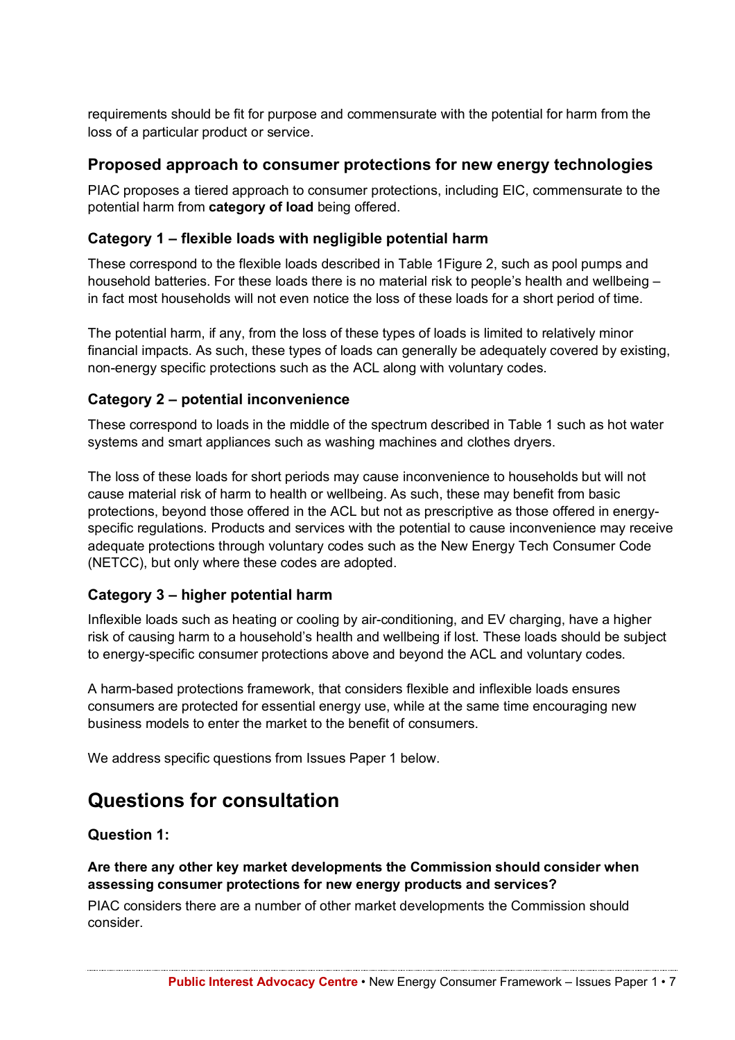requirements should be fit for purpose and commensurate with the potential for harm from the loss of a particular product or service.

### Proposed approach to consumer protections for new energy technologies

PIAC proposes a tiered approach to consumer protections, including EIC, commensurate to the potential harm from **category of load** being offered.

#### Category 1 – flexible loads with negligible potential harm

These correspond to the flexible loads described in Table 1Figure 2, such as pool pumps and household batteries. For these loads there is no material risk to people's health and wellbeing – in fact most households will not even notice the loss of these loads for a short period of time.

The potential harm, if any, from the loss of these types of loads is limited to relatively minor financial impacts. As such, these types of loads can generally be adequately covered by existing, non-energy specific protections such as the ACL along with voluntary codes.

#### Category 2 – potential inconvenience

These correspond to loads in the middle of the spectrum described in Table 1 such as hot water systems and smart appliances such as washing machines and clothes dryers.

The loss of these loads for short periods may cause inconvenience to households but will not cause material risk of harm to health or wellbeing. As such, these may benefit from basic protections, beyond those offered in the ACL but not as prescriptive as those offered in energy-specific regulations. Products and services with the potential to cause inconvenience may receive adequate protections through voluntary codes such as the New Energy Tech Consumer Code (NETCC), but only where these codes are adopted.

#### Category 3 – higher potential harm

Inflexible loads such as heating or cooling by air-conditioning, and EV charging, have a higher risk of causing harm to a household's health and wellbeing if lost. These loads should be subject to energy-specific consumer protections above and beyond the ACL and voluntary codes.

A harm-based protections framework, that considers flexible and inflexible loads ensures consumers are protected for essential energy use, while at the same time encouraging new business models to enter the market to the benefit of consumers.

We address specific questions from Issues Paper 1 below.

## Questions for consultation

### Question 1:

**Are there any other key market developments the Commission should consider when assessing consumer protections for new energy products and services?**

PIAC considers there are a number of other market developments the Commission should consider.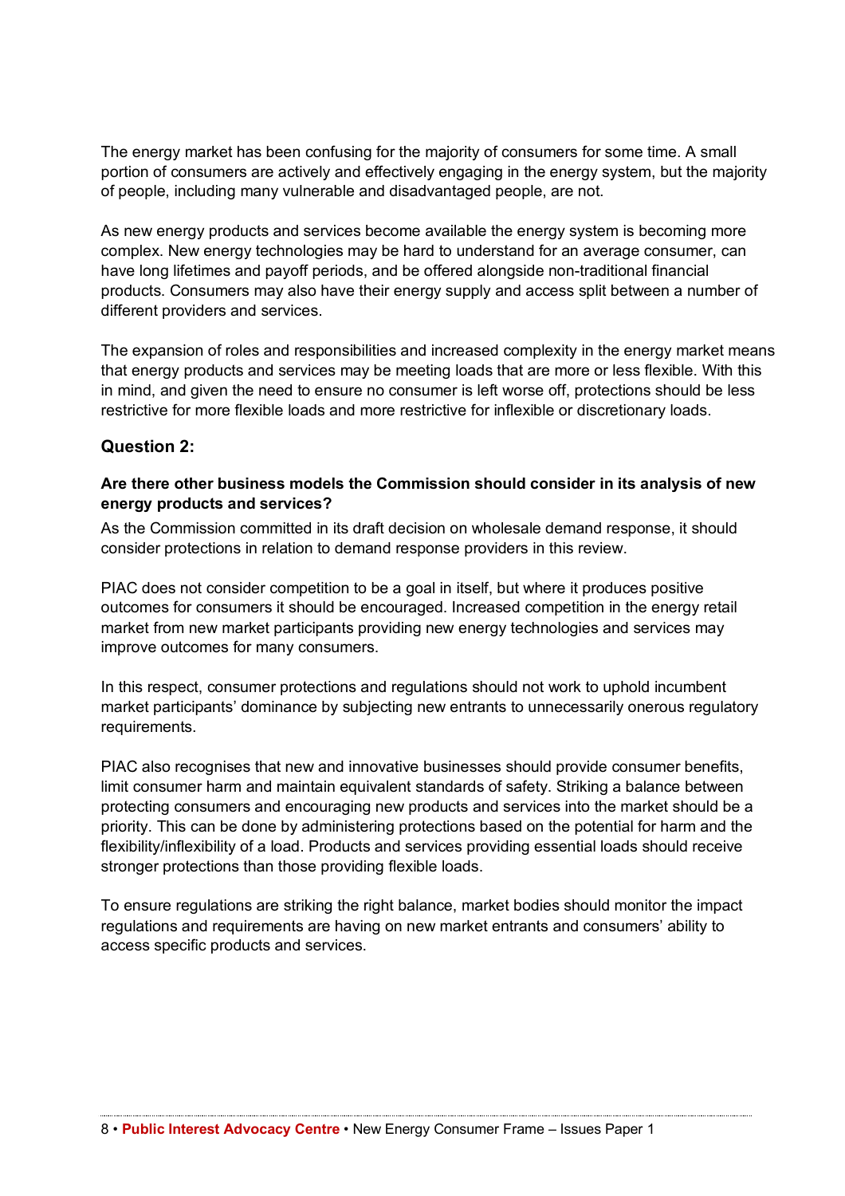The energy market has been confusing for the majority of consumers for some time. A small portion of consumers are actively and effectively engaging in the energy system, but the majority of people, including many vulnerable and disadvantaged people, are not.

As new energy products and services become available the energy system is becoming more complex. New energy technologies may be hard to understand for an average consumer, can have long lifetimes and payoff periods, and be offered alongside non-traditional financial products. Consumers may also have their energy supply and access split between a number of different providers and services.

The expansion of roles and responsibilities and increased complexity in the energy market means that energy products and services may be meeting loads that are more or less flexible. With this in mind, and given the need to ensure no consumer is left worse off, protections should be less restrictive for more flexible loads and more restrictive for inflexible or discretionary loads.

### Question 2:

**Are there other business models the Commission should consider in its analysis of new energy products and services?**

As the Commission committed in its draft decision on wholesale demand response, it should consider protections in relation to demand response providers in this review.

PIAC does not consider competition to be a goal in itself, but where it produces positive outcomes for consumers it should be encouraged. Increased competition in the energy retail market from new market participants providing new energy technologies and services may improve outcomes for many consumers.

In this respect, consumer protections and regulations should not work to uphold incumbent market participants' dominance by subjecting new entrants to unnecessarily onerous regulatory requirements.

PIAC also recognises that new and innovative businesses should provide consumer benefits, limit consumer harm and maintain equivalent standards of safety. Striking a balance between protecting consumers and encouraging new products and services into the market should be a priority. This can be done by administering protections based on the potential for harm and the flexibility/inflexibility of a load. Products and services providing essential loads should receive stronger protections than those providing flexible loads.

To ensure regulations are striking the right balance, market bodies should monitor the impact regulations and requirements are having on new market entrants and consumers' ability to access specific products and services.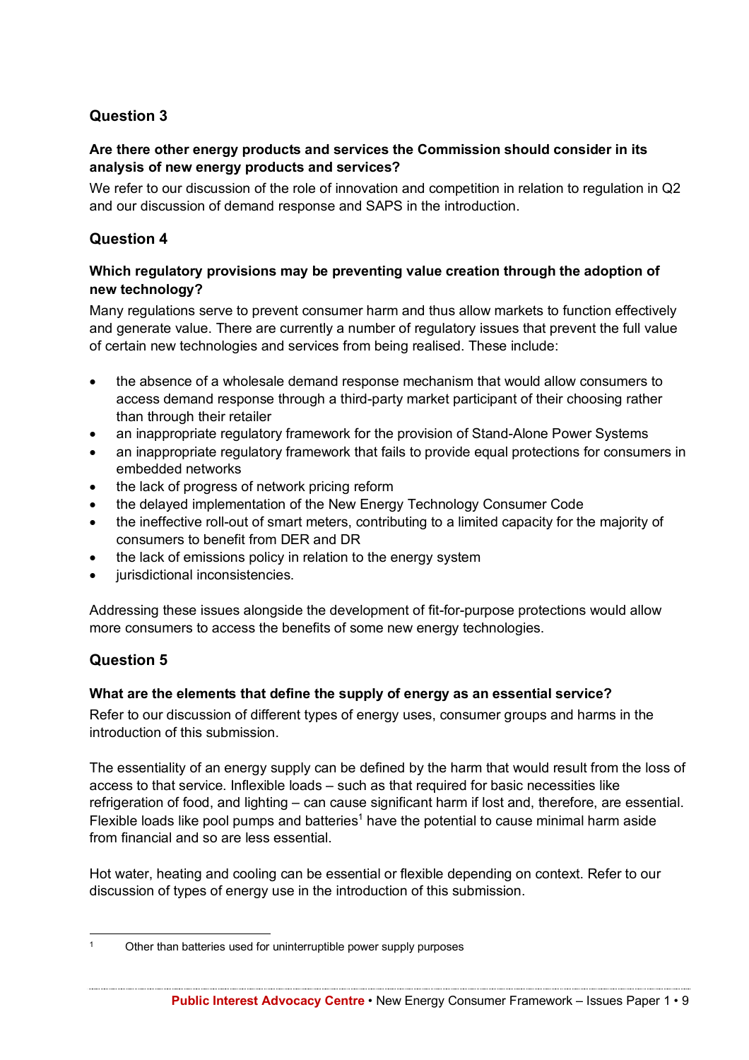## Question 3

**Are there other energy products and services the Commission should consider in its analysis of new energy products and services?**

We refer to our discussion of the role of innovation and competition in relation to regulation in Q2 and our discussion of demand response and SAPS in the introduction.

## Question 4

**Which regulatory provisions may be preventing value creation through the adoption of new technology?**

Many regulations serve to prevent consumer harm and thus allow markets to function effectively and generate value. There are currently a number of regulatory issues that prevent the full value of certain new technologies and services from being realised. These include:

- the absence of a wholesale demand response mechanism that would allow consumers to access demand response through a third-party market participant of their choosing rather than through their retailer
- an inappropriate regulatory framework for the provision of Stand-Alone Power Systems
- an inappropriate regulatory framework that fails to provide equal protections for consumers in embedded networks
- the lack of progress of network pricing reform
- the delayed implementation of the New Energy Technology Consumer Code
- the ineffective roll-out of smart meters, contributing to a limited capacity for the majority of consumers to benefit from DER and DR
- the lack of emissions policy in relation to the energy system
- jurisdictional inconsistencies.

Addressing these issues alongside the development of fit-for-purpose protections would allow more consumers to access the benefits of some new energy technologies.

## Question 5

**What are the elements that define the supply of energy as an essential service?**

Refer to our discussion of different types of energy uses, consumer groups and harms in the introduction of this submission.

The essentiality of an energy supply can be defined by the harm that would result from the loss of access to that service. Inflexible loads – such as that required for basic necessities like refrigeration of food, and lighting – can cause significant harm if lost and, therefore, are essential. Flexible loads like pool pumps and batteries[1] have the potential to cause minimal harm aside from financial and so are less essential.

Hot water, heating and cooling can be essential or flexible depending on context. Refer to our discussion of types of energy use in the introduction of this submission.

[1] Other than batteries used for uninterruptible power supply purposes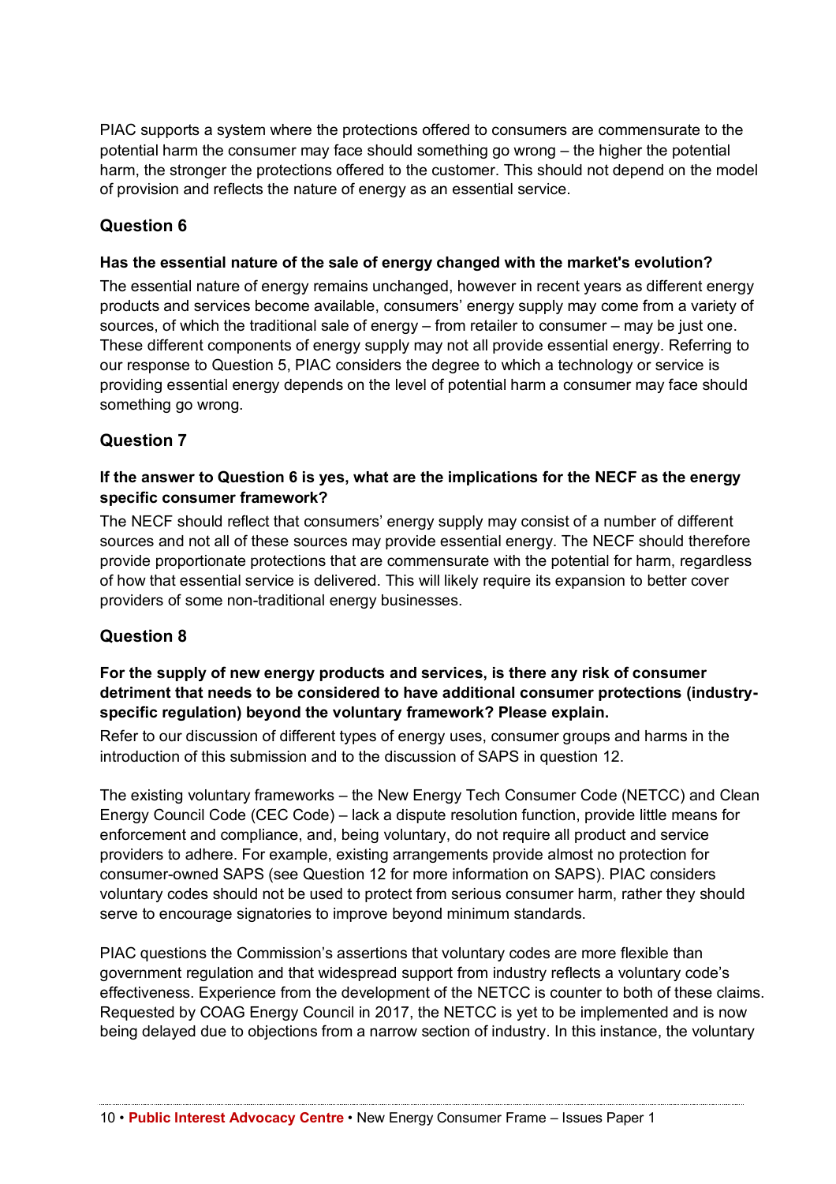PIAC supports a system where the protections offered to consumers are commensurate to the potential harm the consumer may face should something go wrong – the higher the potential harm, the stronger the protections offered to the customer. This should not depend on the model of provision and reflects the nature of energy as an essential service.

## Question 6

**Has the essential nature of the sale of energy changed with the market's evolution?**

The essential nature of energy remains unchanged, however in recent years as different energy products and services become available, consumers' energy supply may come from a variety of sources, of which the traditional sale of energy – from retailer to consumer – may be just one. These different components of energy supply may not all provide essential energy. Referring to our response to Question 5, PIAC considers the degree to which a technology or service is providing essential energy depends on the level of potential harm a consumer may face should something go wrong.

## Question 7

**If the answer to Question 6 is yes, what are the implications for the NECF as the energy specific consumer framework?**

The NECF should reflect that consumers' energy supply may consist of a number of different sources and not all of these sources may provide essential energy. The NECF should therefore provide proportionate protections that are commensurate with the potential for harm, regardless of how that essential service is delivered. This will likely require its expansion to better cover providers of some non-traditional energy businesses.

## Question 8

**For the supply of new energy products and services, is there any risk of consumer detriment that needs to be considered to have additional consumer protections (industry-specific regulation) beyond the voluntary framework? Please explain.**

Refer to our discussion of different types of energy uses, consumer groups and harms in the introduction of this submission and to the discussion of SAPS in question 12.

The existing voluntary frameworks – the New Energy Tech Consumer Code (NETCC) and Clean Energy Council Code (CEC Code) – lack a dispute resolution function, provide little means for enforcement and compliance, and, being voluntary, do not require all product and service providers to adhere. For example, existing arrangements provide almost no protection for consumer-owned SAPS (see Question 12 for more information on SAPS). PIAC considers voluntary codes should not be used to protect from serious consumer harm, rather they should serve to encourage signatories to improve beyond minimum standards.

PIAC questions the Commission's assertions that voluntary codes are more flexible than government regulation and that widespread support from industry reflects a voluntary code's effectiveness. Experience from the development of the NETCC is counter to both of these claims. Requested by COAG Energy Council in 2017, the NETCC is yet to be implemented and is now being delayed due to objections from a narrow section of industry. In this instance, the voluntary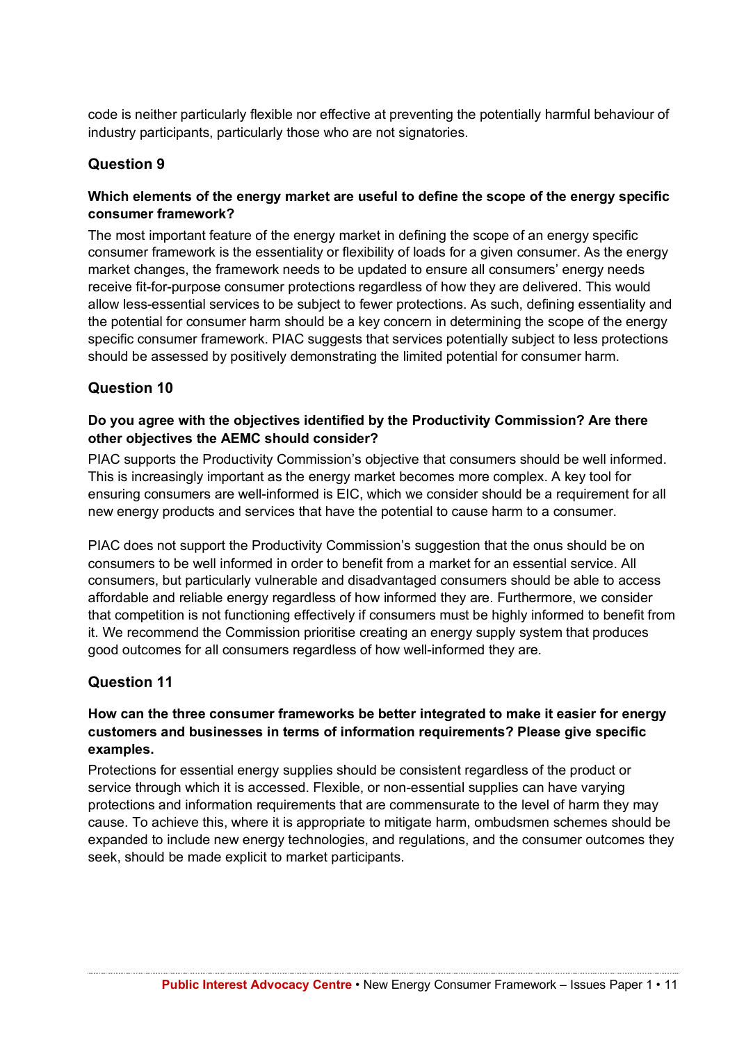code is neither particularly flexible nor effective at preventing the potentially harmful behaviour of industry participants, particularly those who are not signatories.

## Question 9

**Which elements of the energy market are useful to define the scope of the energy specific consumer framework?**

The most important feature of the energy market in defining the scope of an energy specific consumer framework is the essentiality or flexibility of loads for a given consumer. As the energy market changes, the framework needs to be updated to ensure all consumers' energy needs receive fit-for-purpose consumer protections regardless of how they are delivered. This would allow less-essential services to be subject to fewer protections. As such, defining essentiality and the potential for consumer harm should be a key concern in determining the scope of the energy specific consumer framework. PIAC suggests that services potentially subject to less protections should be assessed by positively demonstrating the limited potential for consumer harm.

## Question 10

**Do you agree with the objectives identified by the Productivity Commission? Are there other objectives the AEMC should consider?**

PIAC supports the Productivity Commission's objective that consumers should be well informed. This is increasingly important as the energy market becomes more complex. A key tool for ensuring consumers are well-informed is EIC, which we consider should be a requirement for all new energy products and services that have the potential to cause harm to a consumer.

PIAC does not support the Productivity Commission's suggestion that the onus should be on consumers to be well informed in order to benefit from a market for an essential service. All consumers, but particularly vulnerable and disadvantaged consumers should be able to access affordable and reliable energy regardless of how informed they are. Furthermore, we consider that competition is not functioning effectively if consumers must be highly informed to benefit from it. We recommend the Commission prioritise creating an energy supply system that produces good outcomes for all consumers regardless of how well-informed they are.

## Question 11

**How can the three consumer frameworks be better integrated to make it easier for energy customers and businesses in terms of information requirements? Please give specific examples.**

Protections for essential energy supplies should be consistent regardless of the product or service through which it is accessed. Flexible, or non-essential supplies can have varying protections and information requirements that are commensurate to the level of harm they may cause. To achieve this, where it is appropriate to mitigate harm, ombudsmen schemes should be expanded to include new energy technologies, and regulations, and the consumer outcomes they seek, should be made explicit to market participants.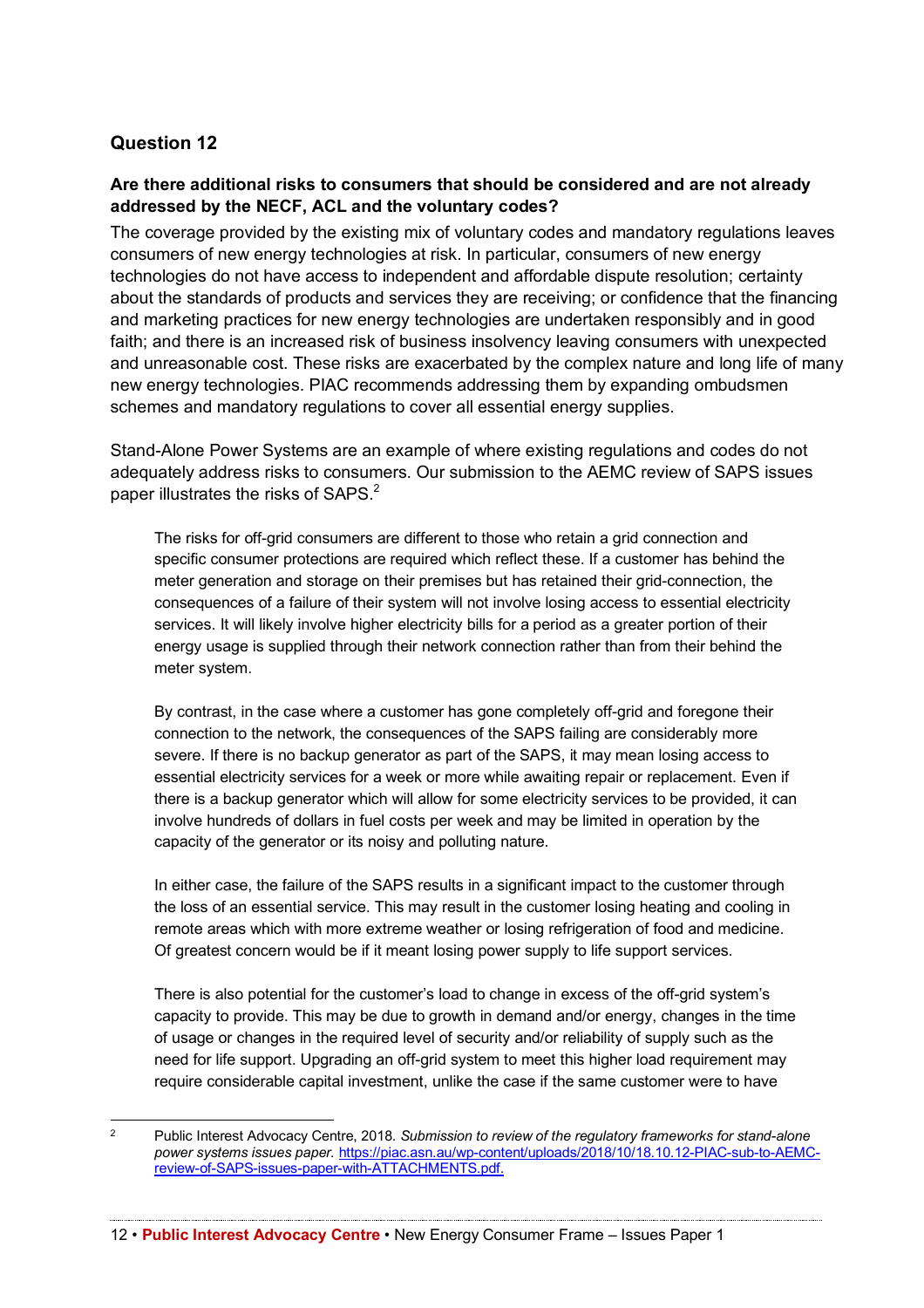## Question 12

**Are there additional risks to consumers that should be considered and are not already addressed by the NECF, ACL and the voluntary codes?**

The coverage provided by the existing mix of voluntary codes and mandatory regulations leaves consumers of new energy technologies at risk. In particular, consumers of new energy technologies do not have access to independent and affordable dispute resolution; certainty about the standards of products and services they are receiving; or confidence that the financing and marketing practices for new energy technologies are undertaken responsibly and in good faith; and there is an increased risk of business insolvency leaving consumers with unexpected and unreasonable cost. These risks are exacerbated by the complex nature and long life of many new energy technologies. PIAC recommends addressing them by expanding ombudsmen schemes and mandatory regulations to cover all essential energy supplies.

Stand-Alone Power Systems are an example of where existing regulations and codes do not adequately address risks to consumers. Our submission to the AEMC review of SAPS issues paper illustrates the risks of SAPS.[2]

> The risks for off-grid consumers are different to those who retain a grid connection and specific consumer protections are required which reflect these. If a customer has behind the meter generation and storage on their premises but has retained their grid-connection, the consequences of a failure of their system will not involve losing access to essential electricity services. It will likely involve higher electricity bills for a period as a greater portion of their energy usage is supplied through their network connection rather than from their behind the meter system.
>
> By contrast, in the case where a customer has gone completely off-grid and foregone their connection to the network, the consequences of the SAPS failing are considerably more severe. If there is no backup generator as part of the SAPS, it may mean losing access to essential electricity services for a week or more while awaiting repair or replacement. Even if there is a backup generator which will allow for some electricity services to be provided, it can involve hundreds of dollars in fuel costs per week and may be limited in operation by the capacity of the generator or its noisy and polluting nature.
>
> In either case, the failure of the SAPS results in a significant impact to the customer through the loss of an essential service. This may result in the customer losing heating and cooling in remote areas which with more extreme weather or losing refrigeration of food and medicine. Of greatest concern would be if it meant losing power supply to life support services.
>
> There is also potential for the customer's load to change in excess of the off-grid system's capacity to provide. This may be due to growth in demand and/or energy, changes in the time of usage or changes in the required level of security and/or reliability of supply such as the need for life support. Upgrading an off-grid system to meet this higher load requirement may require considerable capital investment, unlike the case if the same customer were to have

---

[2] Public Interest Advocacy Centre, 2018. *Submission to review of the regulatory frameworks for stand-alone power systems issues paper.* https://piac.asn.au/wp-content/uploads/2018/10/18.10.12-PIAC-sub-to-AEMC-review-of-SAPS-issues-paper-with-ATTACHMENTS.pdf.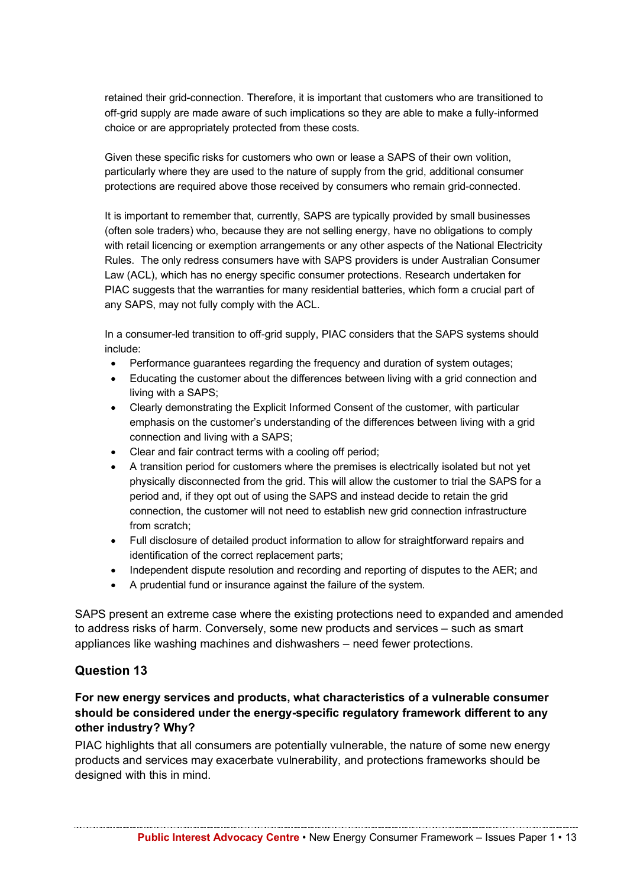retained their grid-connection. Therefore, it is important that customers who are transitioned to off-grid supply are made aware of such implications so they are able to make a fully-informed choice or are appropriately protected from these costs.

Given these specific risks for customers who own or lease a SAPS of their own volition, particularly where they are used to the nature of supply from the grid, additional consumer protections are required above those received by consumers who remain grid-connected.

It is important to remember that, currently, SAPS are typically provided by small businesses (often sole traders) who, because they are not selling energy, have no obligations to comply with retail licencing or exemption arrangements or any other aspects of the National Electricity Rules. The only redress consumers have with SAPS providers is under Australian Consumer Law (ACL), which has no energy specific consumer protections. Research undertaken for PIAC suggests that the warranties for many residential batteries, which form a crucial part of any SAPS, may not fully comply with the ACL.

In a consumer-led transition to off-grid supply, PIAC considers that the SAPS systems should include:

- Performance guarantees regarding the frequency and duration of system outages;
- Educating the customer about the differences between living with a grid connection and living with a SAPS;
- Clearly demonstrating the Explicit Informed Consent of the customer, with particular emphasis on the customer's understanding of the differences between living with a grid connection and living with a SAPS;
- Clear and fair contract terms with a cooling off period;
- A transition period for customers where the premises is electrically isolated but not yet physically disconnected from the grid. This will allow the customer to trial the SAPS for a period and, if they opt out of using the SAPS and instead decide to retain the grid connection, the customer will not need to establish new grid connection infrastructure from scratch;
- Full disclosure of detailed product information to allow for straightforward repairs and identification of the correct replacement parts;
- Independent dispute resolution and recording and reporting of disputes to the AER; and
- A prudential fund or insurance against the failure of the system.

SAPS present an extreme case where the existing protections need to expanded and amended to address risks of harm. Conversely, some new products and services – such as smart appliances like washing machines and dishwashers – need fewer protections.

## Question 13

**For new energy services and products, what characteristics of a vulnerable consumer should be considered under the energy-specific regulatory framework different to any other industry? Why?**

PIAC highlights that all consumers are potentially vulnerable, the nature of some new energy products and services may exacerbate vulnerability, and protections frameworks should be designed with this in mind.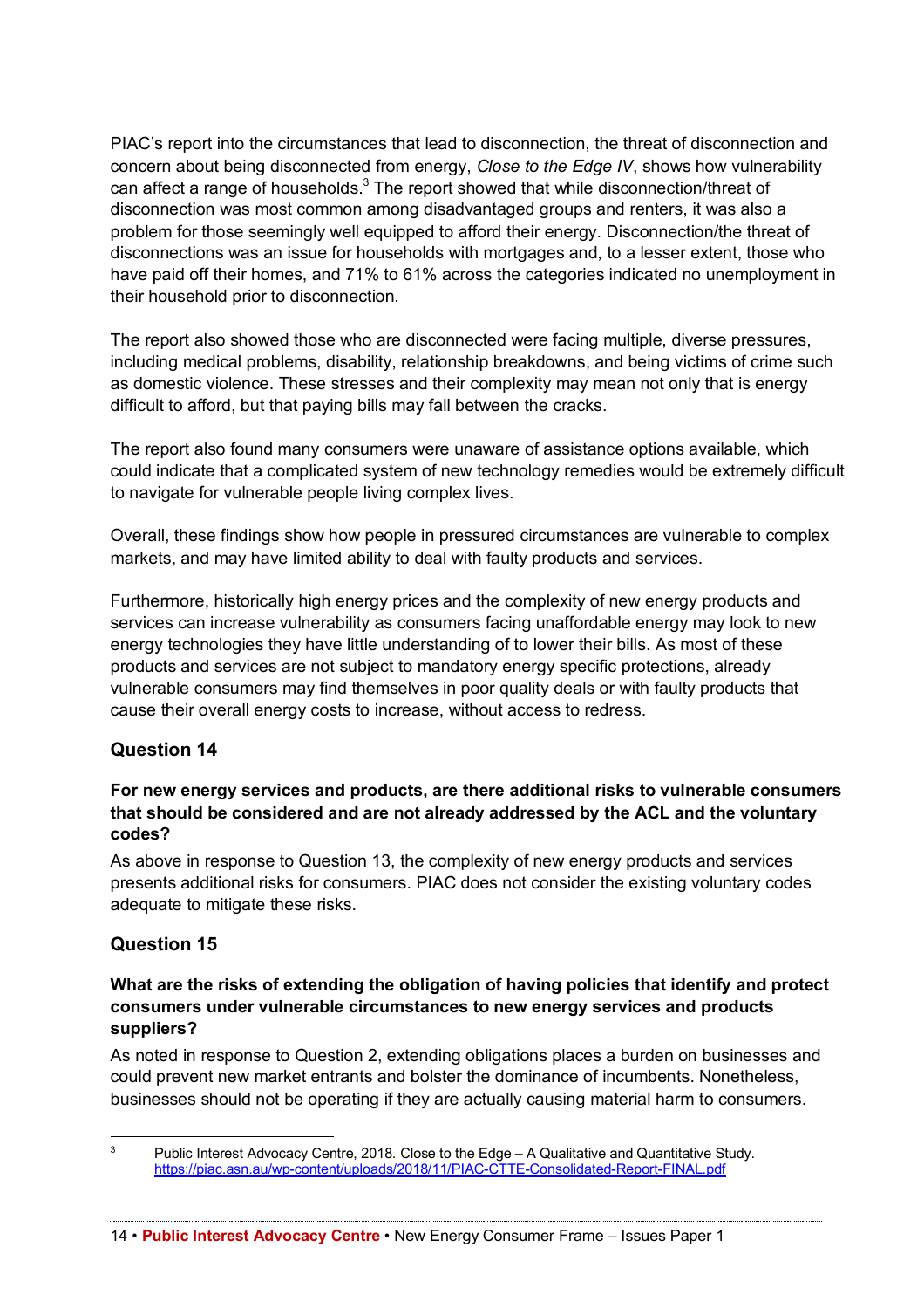PIAC's report into the circumstances that lead to disconnection, the threat of disconnection and concern about being disconnected from energy, *Close to the Edge IV*, shows how vulnerability can affect a range of households.[3] The report showed that while disconnection/threat of disconnection was most common among disadvantaged groups and renters, it was also a problem for those seemingly well equipped to afford their energy. Disconnection/the threat of disconnections was an issue for households with mortgages and, to a lesser extent, those who have paid off their homes, and 71% to 61% across the categories indicated no unemployment in their household prior to disconnection.

The report also showed those who are disconnected were facing multiple, diverse pressures, including medical problems, disability, relationship breakdowns, and being victims of crime such as domestic violence. These stresses and their complexity may mean not only that is energy difficult to afford, but that paying bills may fall between the cracks.

The report also found many consumers were unaware of assistance options available, which could indicate that a complicated system of new technology remedies would be extremely difficult to navigate for vulnerable people living complex lives.

Overall, these findings show how people in pressured circumstances are vulnerable to complex markets, and may have limited ability to deal with faulty products and services.

Furthermore, historically high energy prices and the complexity of new energy products and services can increase vulnerability as consumers facing unaffordable energy may look to new energy technologies they have little understanding of to lower their bills. As most of these products and services are not subject to mandatory energy specific protections, already vulnerable consumers may find themselves in poor quality deals or with faulty products that cause their overall energy costs to increase, without access to redress.

### Question 14

**For new energy services and products, are there additional risks to vulnerable consumers that should be considered and are not already addressed by the ACL and the voluntary codes?**

As above in response to Question 13, the complexity of new energy products and services presents additional risks for consumers. PIAC does not consider the existing voluntary codes adequate to mitigate these risks.

### Question 15

**What are the risks of extending the obligation of having policies that identify and protect consumers under vulnerable circumstances to new energy services and products suppliers?**

As noted in response to Question 2, extending obligations places a burden on businesses and could prevent new market entrants and bolster the dominance of incumbents. Nonetheless, businesses should not be operating if they are actually causing material harm to consumers.

---

[3] Public Interest Advocacy Centre, 2018. Close to the Edge – A Qualitative and Quantitative Study. https://piac.asn.au/wp-content/uploads/2018/11/PIAC-CTTE-Consolidated-Report-FINAL.pdf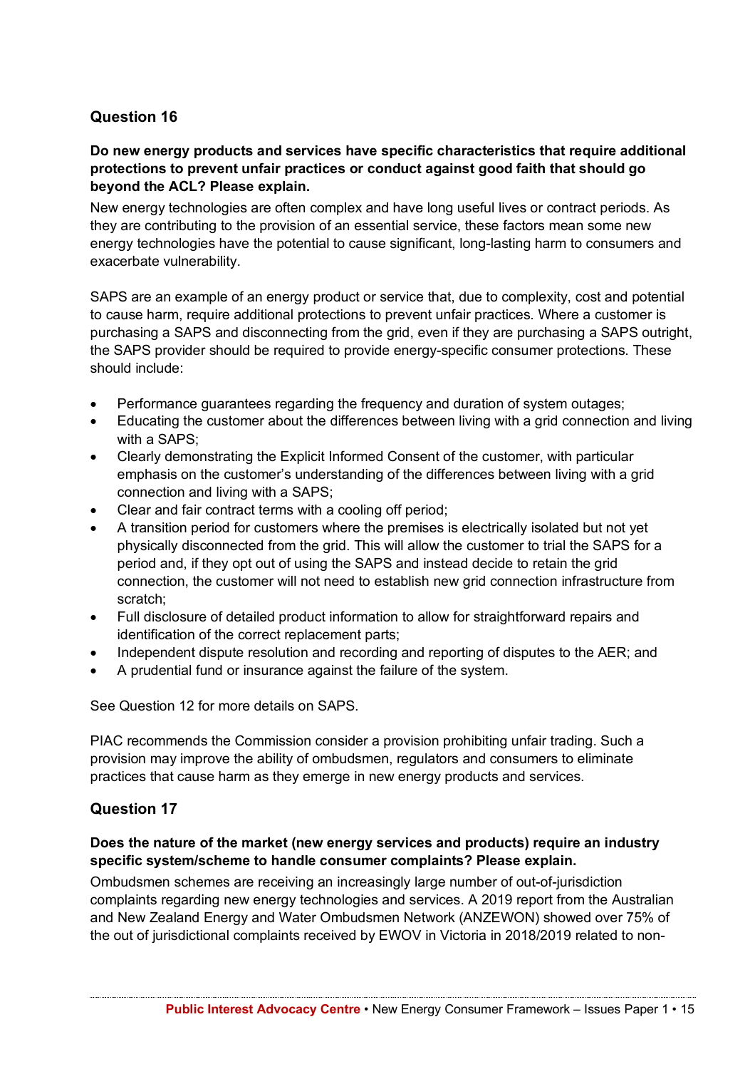## Question 16

**Do new energy products and services have specific characteristics that require additional protections to prevent unfair practices or conduct against good faith that should go beyond the ACL? Please explain.**

New energy technologies are often complex and have long useful lives or contract periods. As they are contributing to the provision of an essential service, these factors mean some new energy technologies have the potential to cause significant, long-lasting harm to consumers and exacerbate vulnerability.

SAPS are an example of an energy product or service that, due to complexity, cost and potential to cause harm, require additional protections to prevent unfair practices. Where a customer is purchasing a SAPS and disconnecting from the grid, even if they are purchasing a SAPS outright, the SAPS provider should be required to provide energy-specific consumer protections. These should include:

- Performance guarantees regarding the frequency and duration of system outages;
- Educating the customer about the differences between living with a grid connection and living with a SAPS;
- Clearly demonstrating the Explicit Informed Consent of the customer, with particular emphasis on the customer's understanding of the differences between living with a grid connection and living with a SAPS;
- Clear and fair contract terms with a cooling off period;
- A transition period for customers where the premises is electrically isolated but not yet physically disconnected from the grid. This will allow the customer to trial the SAPS for a period and, if they opt out of using the SAPS and instead decide to retain the grid connection, the customer will not need to establish new grid connection infrastructure from scratch;
- Full disclosure of detailed product information to allow for straightforward repairs and identification of the correct replacement parts;
- Independent dispute resolution and recording and reporting of disputes to the AER; and
- A prudential fund or insurance against the failure of the system.

See Question 12 for more details on SAPS.

PIAC recommends the Commission consider a provision prohibiting unfair trading. Such a provision may improve the ability of ombudsmen, regulators and consumers to eliminate practices that cause harm as they emerge in new energy products and services.

## Question 17

**Does the nature of the market (new energy services and products) require an industry specific system/scheme to handle consumer complaints? Please explain.**

Ombudsmen schemes are receiving an increasingly large number of out-of-jurisdiction complaints regarding new energy technologies and services. A 2019 report from the Australian and New Zealand Energy and Water Ombudsmen Network (ANZEWON) showed over 75% of the out of jurisdictional complaints received by EWOV in Victoria in 2018/2019 related to non-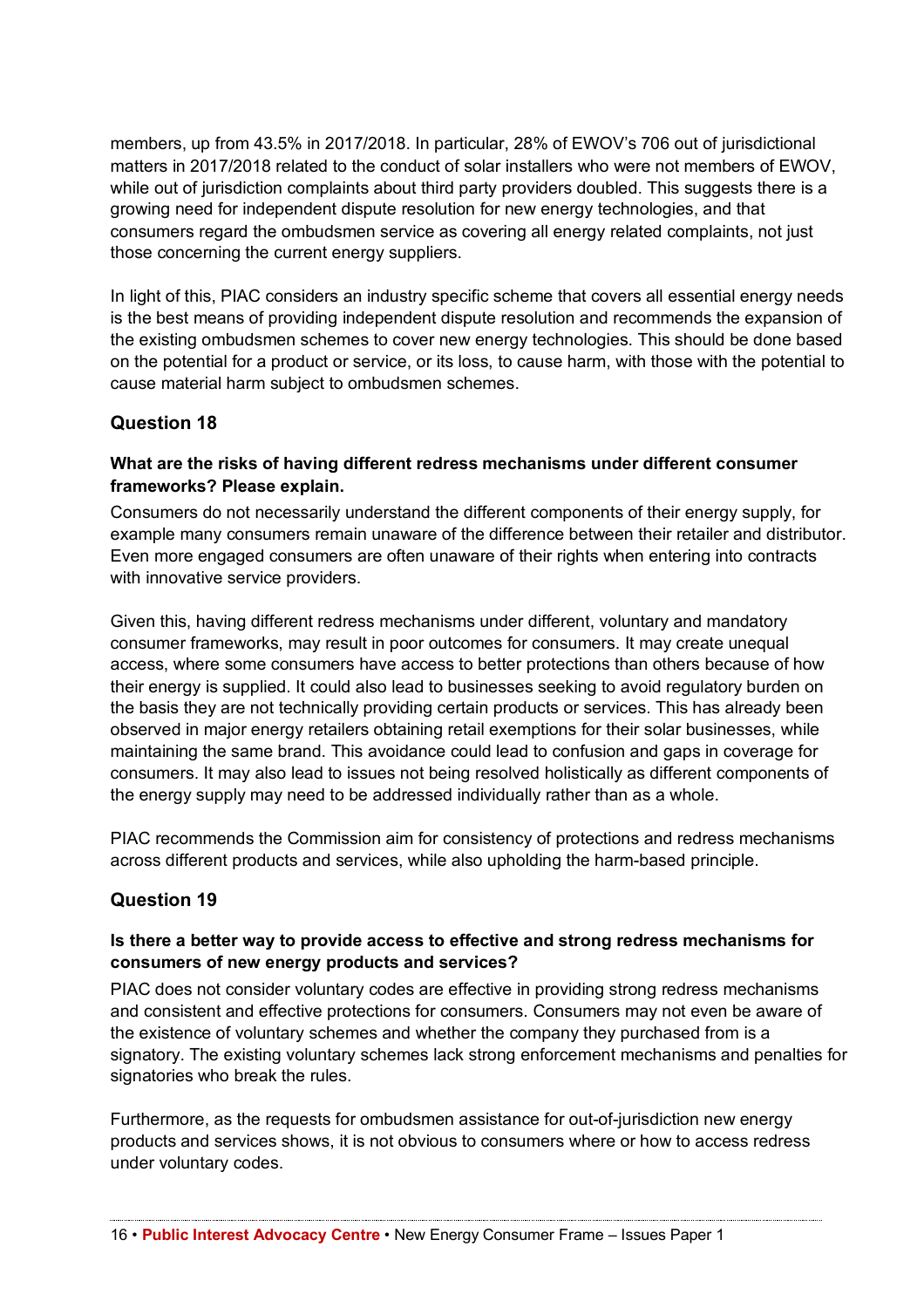members, up from 43.5% in 2017/2018. In particular, 28% of EWOV's 706 out of jurisdictional matters in 2017/2018 related to the conduct of solar installers who were not members of EWOV, while out of jurisdiction complaints about third party providers doubled. This suggests there is a growing need for independent dispute resolution for new energy technologies, and that consumers regard the ombudsmen service as covering all energy related complaints, not just those concerning the current energy suppliers.

In light of this, PIAC considers an industry specific scheme that covers all essential energy needs is the best means of providing independent dispute resolution and recommends the expansion of the existing ombudsmen schemes to cover new energy technologies. This should be done based on the potential for a product or service, or its loss, to cause harm, with those with the potential to cause material harm subject to ombudsmen schemes.

## Question 18

**What are the risks of having different redress mechanisms under different consumer frameworks? Please explain.**

Consumers do not necessarily understand the different components of their energy supply, for example many consumers remain unaware of the difference between their retailer and distributor. Even more engaged consumers are often unaware of their rights when entering into contracts with innovative service providers.

Given this, having different redress mechanisms under different, voluntary and mandatory consumer frameworks, may result in poor outcomes for consumers. It may create unequal access, where some consumers have access to better protections than others because of how their energy is supplied. It could also lead to businesses seeking to avoid regulatory burden on the basis they are not technically providing certain products or services. This has already been observed in major energy retailers obtaining retail exemptions for their solar businesses, while maintaining the same brand. This avoidance could lead to confusion and gaps in coverage for consumers. It may also lead to issues not being resolved holistically as different components of the energy supply may need to be addressed individually rather than as a whole.

PIAC recommends the Commission aim for consistency of protections and redress mechanisms across different products and services, while also upholding the harm-based principle.

## Question 19

**Is there a better way to provide access to effective and strong redress mechanisms for consumers of new energy products and services?**

PIAC does not consider voluntary codes are effective in providing strong redress mechanisms and consistent and effective protections for consumers. Consumers may not even be aware of the existence of voluntary schemes and whether the company they purchased from is a signatory. The existing voluntary schemes lack strong enforcement mechanisms and penalties for signatories who break the rules.

Furthermore, as the requests for ombudsmen assistance for out-of-jurisdiction new energy products and services shows, it is not obvious to consumers where or how to access redress under voluntary codes.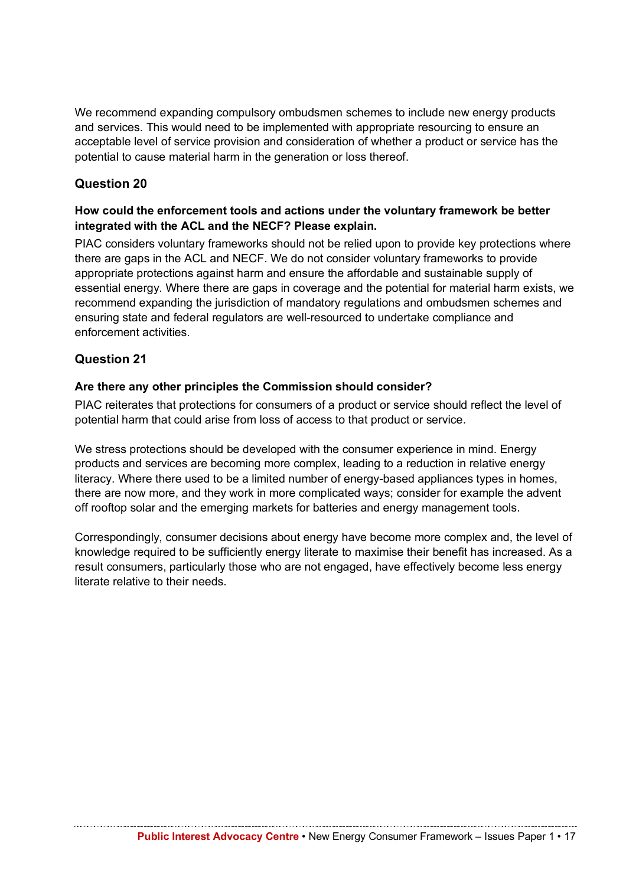We recommend expanding compulsory ombudsmen schemes to include new energy products and services. This would need to be implemented with appropriate resourcing to ensure an acceptable level of service provision and consideration of whether a product or service has the potential to cause material harm in the generation or loss thereof.

## Question 20

**How could the enforcement tools and actions under the voluntary framework be better integrated with the ACL and the NECF? Please explain.**

PIAC considers voluntary frameworks should not be relied upon to provide key protections where there are gaps in the ACL and NECF. We do not consider voluntary frameworks to provide appropriate protections against harm and ensure the affordable and sustainable supply of essential energy. Where there are gaps in coverage and the potential for material harm exists, we recommend expanding the jurisdiction of mandatory regulations and ombudsmen schemes and ensuring state and federal regulators are well-resourced to undertake compliance and enforcement activities.

## Question 21

**Are there any other principles the Commission should consider?**

PIAC reiterates that protections for consumers of a product or service should reflect the level of potential harm that could arise from loss of access to that product or service.

We stress protections should be developed with the consumer experience in mind. Energy products and services are becoming more complex, leading to a reduction in relative energy literacy. Where there used to be a limited number of energy-based appliances types in homes, there are now more, and they work in more complicated ways; consider for example the advent off rooftop solar and the emerging markets for batteries and energy management tools.

Correspondingly, consumer decisions about energy have become more complex and, the level of knowledge required to be sufficiently energy literate to maximise their benefit has increased. As a result consumers, particularly those who are not engaged, have effectively become less energy literate relative to their needs.